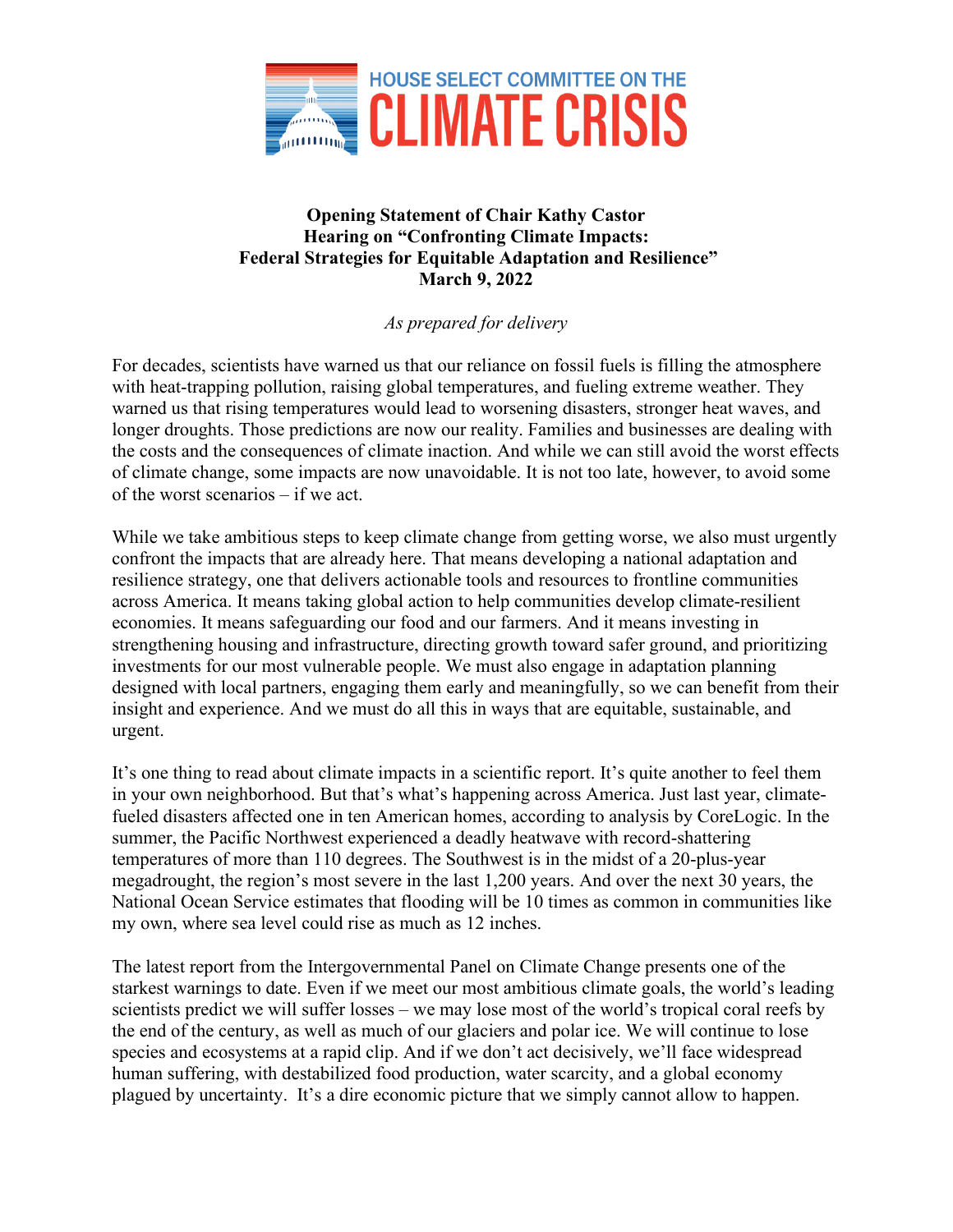HOUSE SELECT COMMITTEE ON THE

# CLIMATE CRISIS

**Opening Statement of Chair Kathy Castor**
**Hearing on "Confronting Climate Impacts: Federal Strategies for Equitable Adaptation and Resilience"**
**March 9, 2022**

*As prepared for delivery*

For decades, scientists have warned us that our reliance on fossil fuels is filling the atmosphere with heat-trapping pollution, raising global temperatures, and fueling extreme weather. They warned us that rising temperatures would lead to worsening disasters, stronger heat waves, and longer droughts. Those predictions are now our reality. Families and businesses are dealing with the costs and the consequences of climate inaction. And while we can still avoid the worst effects of climate change, some impacts are now unavoidable. It is not too late, however, to avoid some of the worst scenarios – if we act.

While we take ambitious steps to keep climate change from getting worse, we also must urgently confront the impacts that are already here. That means developing a national adaptation and resilience strategy, one that delivers actionable tools and resources to frontline communities across America. It means taking global action to help communities develop climate-resilient economies. It means safeguarding our food and our farmers. And it means investing in strengthening housing and infrastructure, directing growth toward safer ground, and prioritizing investments for our most vulnerable people. We must also engage in adaptation planning designed with local partners, engaging them early and meaningfully, so we can benefit from their insight and experience. And we must do all this in ways that are equitable, sustainable, and urgent.

It's one thing to read about climate impacts in a scientific report. It's quite another to feel them in your own neighborhood. But that's what's happening across America. Just last year, climate-fueled disasters affected one in ten American homes, according to analysis by CoreLogic. In the summer, the Pacific Northwest experienced a deadly heatwave with record-shattering temperatures of more than 110 degrees. The Southwest is in the midst of a 20-plus-year megadrought, the region's most severe in the last 1,200 years. And over the next 30 years, the National Ocean Service estimates that flooding will be 10 times as common in communities like my own, where sea level could rise as much as 12 inches.

The latest report from the Intergovernmental Panel on Climate Change presents one of the starkest warnings to date. Even if we meet our most ambitious climate goals, the world's leading scientists predict we will suffer losses – we may lose most of the world's tropical coral reefs by the end of the century, as well as much of our glaciers and polar ice. We will continue to lose species and ecosystems at a rapid clip. And if we don't act decisively, we'll face widespread human suffering, with destabilized food production, water scarcity, and a global economy plagued by uncertainty. It's a dire economic picture that we simply cannot allow to happen.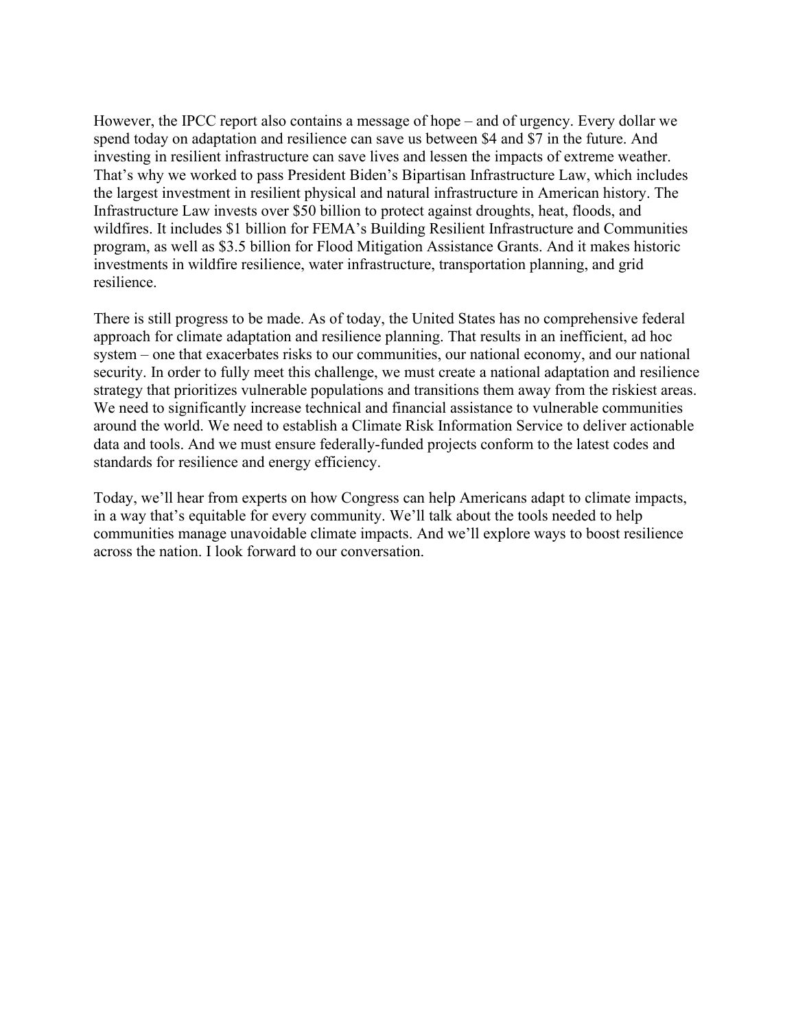However, the IPCC report also contains a message of hope – and of urgency. Every dollar we spend today on adaptation and resilience can save us between $4 and $7 in the future. And investing in resilient infrastructure can save lives and lessen the impacts of extreme weather. That's why we worked to pass President Biden's Bipartisan Infrastructure Law, which includes the largest investment in resilient physical and natural infrastructure in American history. The Infrastructure Law invests over $50 billion to protect against droughts, heat, floods, and wildfires. It includes $1 billion for FEMA's Building Resilient Infrastructure and Communities program, as well as $3.5 billion for Flood Mitigation Assistance Grants. And it makes historic investments in wildfire resilience, water infrastructure, transportation planning, and grid resilience.

There is still progress to be made. As of today, the United States has no comprehensive federal approach for climate adaptation and resilience planning. That results in an inefficient, ad hoc system – one that exacerbates risks to our communities, our national economy, and our national security. In order to fully meet this challenge, we must create a national adaptation and resilience strategy that prioritizes vulnerable populations and transitions them away from the riskiest areas. We need to significantly increase technical and financial assistance to vulnerable communities around the world. We need to establish a Climate Risk Information Service to deliver actionable data and tools. And we must ensure federally-funded projects conform to the latest codes and standards for resilience and energy efficiency.

Today, we'll hear from experts on how Congress can help Americans adapt to climate impacts, in a way that's equitable for every community. We'll talk about the tools needed to help communities manage unavoidable climate impacts. And we'll explore ways to boost resilience across the nation. I look forward to our conversation.